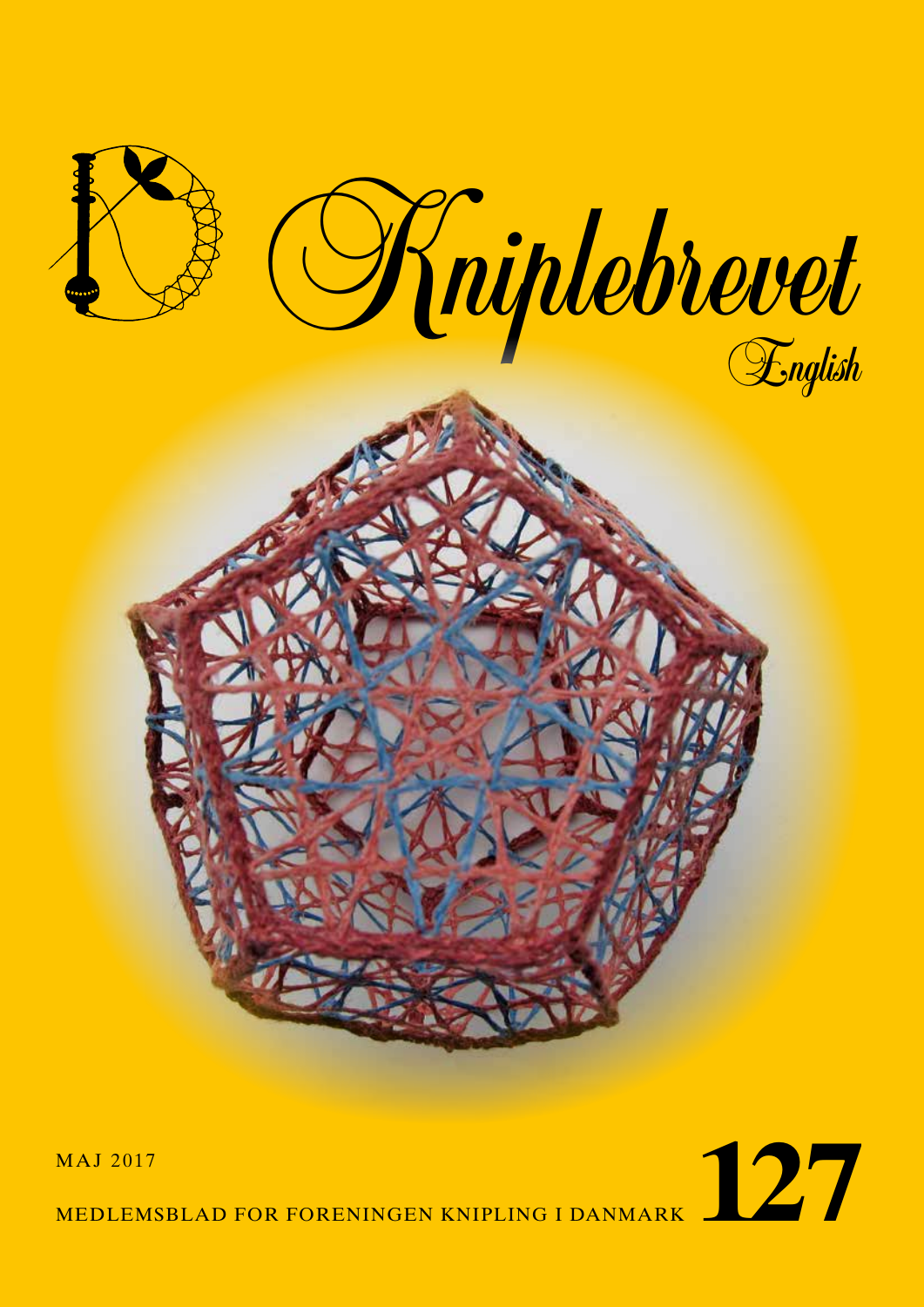# Kniplebrevet

English

MAJ 2017

MEDLEMSBLAD FOR FORENINGEN KNIPLING I DANMARK

**127**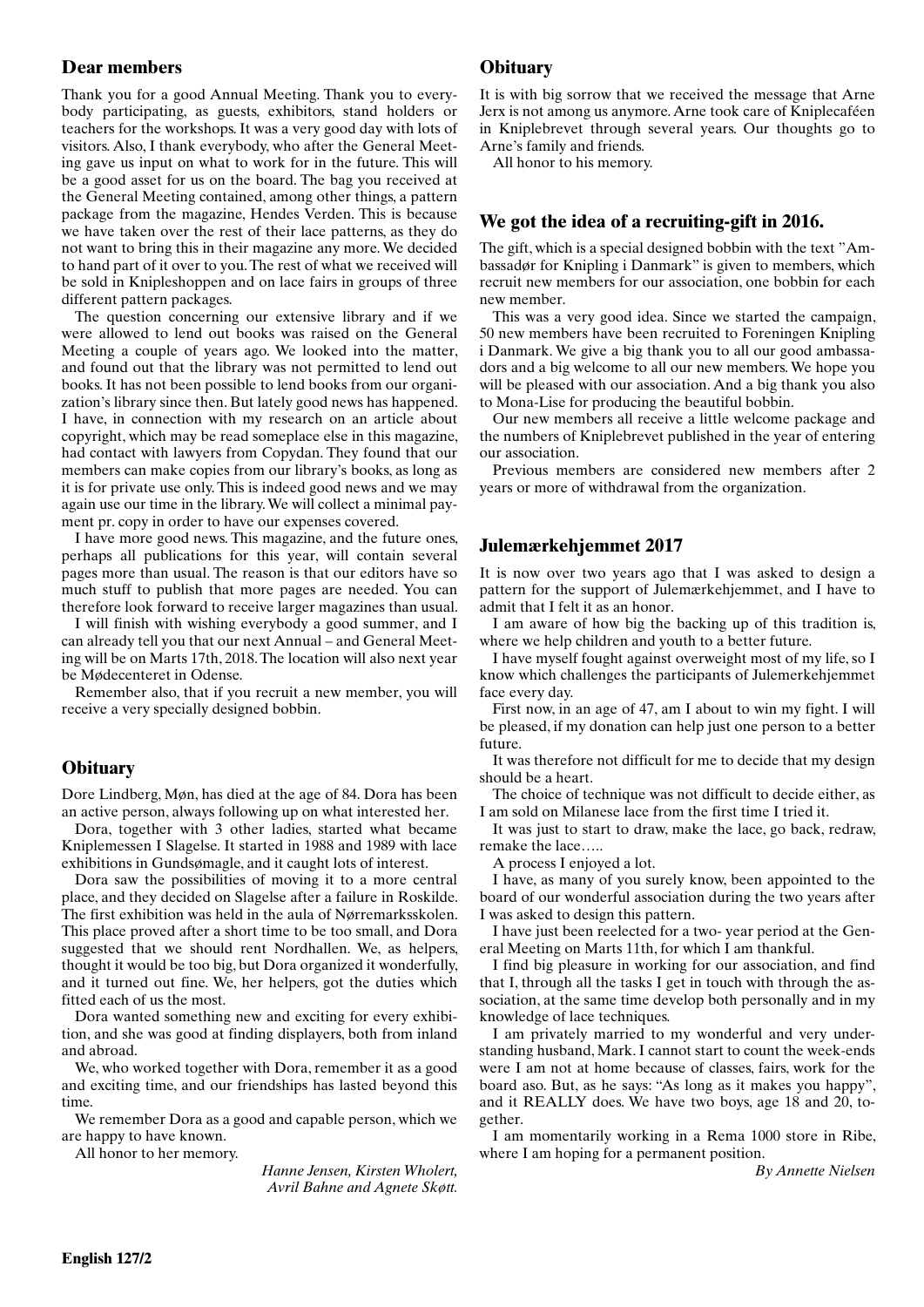## Dear members

Thank you for a good Annual Meeting. Thank you to everybody participating, as guests, exhibitors, stand holders or teachers for the workshops. It was a very good day with lots of visitors. Also, I thank everybody, who after the General Meeting gave us input on what to work for in the future. This will be a good asset for us on the board. The bag you received at the General Meeting contained, among other things, a pattern package from the magazine, Hendes Verden. This is because we have taken over the rest of their lace patterns, as they do not want to bring this in their magazine any more. We decided to hand part of it over to you. The rest of what we received will be sold in Knipleshoppen and on lace fairs in groups of three different pattern packages.

The question concerning our extensive library and if we were allowed to lend out books was raised on the General Meeting a couple of years ago. We looked into the matter, and found out that the library was not permitted to lend out books. It has not been possible to lend books from our organization's library since then. But lately good news has happened. I have, in connection with my research on an article about copyright, which may be read someplace else in this magazine, had contact with lawyers from Copydan. They found that our members can make copies from our library's books, as long as it is for private use only. This is indeed good news and we may again use our time in the library. We will collect a minimal payment pr. copy in order to have our expenses covered.

I have more good news. This magazine, and the future ones, perhaps all publications for this year, will contain several pages more than usual. The reason is that our editors have so much stuff to publish that more pages are needed. You can therefore look forward to receive larger magazines than usual.

I will finish with wishing everybody a good summer, and I can already tell you that our next Annual – and General Meeting will be on Marts 17th, 2018. The location will also next year be Mødecenteret in Odense.

Remember also, that if you recruit a new member, you will receive a very specially designed bobbin.

## Obituary

Dore Lindberg, Møn, has died at the age of 84. Dora has been an active person, always following up on what interested her.

Dora, together with 3 other ladies, started what became Kniplemessen I Slagelse. It started in 1988 and 1989 with lace exhibitions in Gundsømagle, and it caught lots of interest.

Dora saw the possibilities of moving it to a more central place, and they decided on Slagelse after a failure in Roskilde. The first exhibition was held in the aula of Nørremarksskolen. This place proved after a short time to be too small, and Dora suggested that we should rent Nordhallen. We, as helpers, thought it would be too big, but Dora organized it wonderfully, and it turned out fine. We, her helpers, got the duties which fitted each of us the most.

Dora wanted something new and exciting for every exhibition, and she was good at finding displayers, both from inland and abroad.

We, who worked together with Dora, remember it as a good and exciting time, and our friendships has lasted beyond this time.

We remember Dora as a good and capable person, which we are happy to have known.

All honor to her memory.

*Hanne Jensen, Kirsten Wholert, Avril Bahne and Agnete Skøtt.*

## Obituary

It is with big sorrow that we received the message that Arne Jerx is not among us anymore. Arne took care of Kniplecaféen in Kniplebrevet through several years. Our thoughts go to Arne's family and friends.

All honor to his memory.

## We got the idea of a recruiting-gift in 2016.

The gift, which is a special designed bobbin with the text "Ambassadør for Knipling i Danmark" is given to members, which recruit new members for our association, one bobbin for each new member.

This was a very good idea. Since we started the campaign, 50 new members have been recruited to Foreningen Knipling i Danmark. We give a big thank you to all our good ambassadors and a big welcome to all our new members. We hope you will be pleased with our association. And a big thank you also to Mona-Lise for producing the beautiful bobbin.

Our new members all receive a little welcome package and the numbers of Kniplebrevet published in the year of entering our association.

Previous members are considered new members after 2 years or more of withdrawal from the organization.

## Julemærkehjemmet 2017

It is now over two years ago that I was asked to design a pattern for the support of Julemærkehjemmet, and I have to admit that I felt it as an honor.

I am aware of how big the backing up of this tradition is, where we help children and youth to a better future.

I have myself fought against overweight most of my life, so I know which challenges the participants of Julemerkehjemmet face every day.

First now, in an age of 47, am I about to win my fight. I will be pleased, if my donation can help just one person to a better future.

It was therefore not difficult for me to decide that my design should be a heart.

The choice of technique was not difficult to decide either, as I am sold on Milanese lace from the first time I tried it.

It was just to start to draw, make the lace, go back, redraw, remake the lace…..

A process I enjoyed a lot.

I have, as many of you surely know, been appointed to the board of our wonderful association during the two years after I was asked to design this pattern.

I have just been reelected for a two- year period at the General Meeting on Marts 11th, for which I am thankful.

I find big pleasure in working for our association, and find that I, through all the tasks I get in touch with through the association, at the same time develop both personally and in my knowledge of lace techniques.

I am privately married to my wonderful and very understanding husband, Mark. I cannot start to count the week-ends were I am not at home because of classes, fairs, work for the board aso. But, as he says: "As long as it makes you happy", and it REALLY does. We have two boys, age 18 and 20, together.

I am momentarily working in a Rema 1000 store in Ribe, where I am hoping for a permanent position.

*By Annette Nielsen*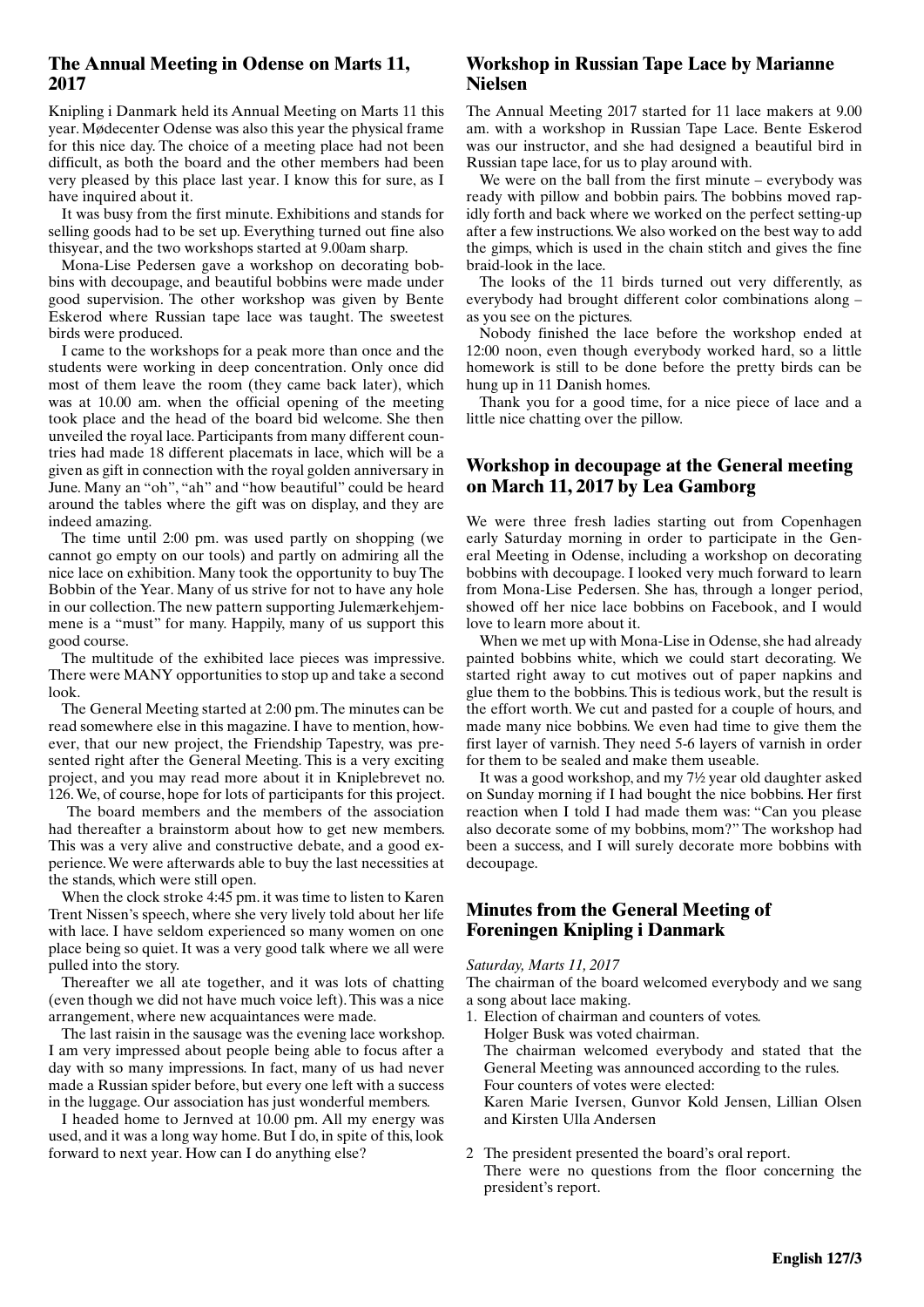## The Annual Meeting in Odense on Marts 11, 2017

Knipling i Danmark held its Annual Meeting on Marts 11 this year. Mødecenter Odense was also this year the physical frame for this nice day. The choice of a meeting place had not been difficult, as both the board and the other members had been very pleased by this place last year. I know this for sure, as I have inquired about it.

It was busy from the first minute. Exhibitions and stands for selling goods had to be set up. Everything turned out fine also thisyear, and the two workshops started at 9.00am sharp.

Mona-Lise Pedersen gave a workshop on decorating bobbins with decoupage, and beautiful bobbins were made under good supervision. The other workshop was given by Bente Eskerod where Russian tape lace was taught. The sweetest birds were produced.

I came to the workshops for a peak more than once and the students were working in deep concentration. Only once did most of them leave the room (they came back later), which was at 10.00 am. when the official opening of the meeting took place and the head of the board bid welcome. She then unveiled the royal lace. Participants from many different countries had made 18 different placemats in lace, which will be a given as gift in connection with the royal golden anniversary in June. Many an "oh", "ah" and "how beautiful" could be heard around the tables where the gift was on display, and they are indeed amazing.

The time until 2:00 pm. was used partly on shopping (we cannot go empty on our tools) and partly on admiring all the nice lace on exhibition. Many took the opportunity to buy The Bobbin of the Year. Many of us strive for not to have any hole in our collection. The new pattern supporting Julemærkehjemmene is a "must" for many. Happily, many of us support this good course.

The multitude of the exhibited lace pieces was impressive. There were MANY opportunities to stop up and take a second look.

The General Meeting started at 2:00 pm. The minutes can be read somewhere else in this magazine. I have to mention, however, that our new project, the Friendship Tapestry, was presented right after the General Meeting. This is a very exciting project, and you may read more about it in Kniplebrevet no. 126. We, of course, hope for lots of participants for this project.

The board members and the members of the association had thereafter a brainstorm about how to get new members. This was a very alive and constructive debate, and a good experience. We were afterwards able to buy the last necessities at the stands, which were still open.

When the clock stroke 4:45 pm. it was time to listen to Karen Trent Nissen's speech, where she very lively told about her life with lace. I have seldom experienced so many women on one place being so quiet. It was a very good talk where we all were pulled into the story.

Thereafter we all ate together, and it was lots of chatting (even though we did not have much voice left). This was a nice arrangement, where new acquaintances were made.

The last raisin in the sausage was the evening lace workshop. I am very impressed about people being able to focus after a day with so many impressions. In fact, many of us had never made a Russian spider before, but every one left with a success in the luggage. Our association has just wonderful members.

I headed home to Jernved at 10.00 pm. All my energy was used, and it was a long way home. But I do, in spite of this, look forward to next year. How can I do anything else?

## Workshop in Russian Tape Lace by Marianne Nielsen

The Annual Meeting 2017 started for 11 lace makers at 9.00 am. with a workshop in Russian Tape Lace. Bente Eskerod was our instructor, and she had designed a beautiful bird in Russian tape lace, for us to play around with.

We were on the ball from the first minute – everybody was ready with pillow and bobbin pairs. The bobbins moved rapidly forth and back where we worked on the perfect setting-up after a few instructions. We also worked on the best way to add the gimps, which is used in the chain stitch and gives the fine braid-look in the lace.

The looks of the 11 birds turned out very differently, as everybody had brought different color combinations along – as you see on the pictures.

Nobody finished the lace before the workshop ended at 12:00 noon, even though everybody worked hard, so a little homework is still to be done before the pretty birds can be hung up in 11 Danish homes.

Thank you for a good time, for a nice piece of lace and a little nice chatting over the pillow.

## Workshop in decoupage at the General meeting on March 11, 2017 by Lea Gamborg

We were three fresh ladies starting out from Copenhagen early Saturday morning in order to participate in the General Meeting in Odense, including a workshop on decorating bobbins with decoupage. I looked very much forward to learn from Mona-Lise Pedersen. She has, through a longer period, showed off her nice lace bobbins on Facebook, and I would love to learn more about it.

When we met up with Mona-Lise in Odense, she had already painted bobbins white, which we could start decorating. We started right away to cut motives out of paper napkins and glue them to the bobbins. This is tedious work, but the result is the effort worth. We cut and pasted for a couple of hours, and made many nice bobbins. We even had time to give them the first layer of varnish. They need 5-6 layers of varnish in order for them to be sealed and make them useable.

It was a good workshop, and my 7½ year old daughter asked on Sunday morning if I had bought the nice bobbins. Her first reaction when I told I had made them was: "Can you please also decorate some of my bobbins, mom?" The workshop had been a success, and I will surely decorate more bobbins with decoupage.

## Minutes from the General Meeting of Foreningen Knipling i Danmark

*Saturday, Marts 11, 2017*

The chairman of the board welcomed everybody and we sang a song about lace making.

1. Election of chairman and counters of votes.
   Holger Busk was voted chairman.
   The chairman welcomed everybody and stated that the General Meeting was announced according to the rules.
   Four counters of votes were elected:
   Karen Marie Iversen, Gunvor Kold Jensen, Lillian Olsen and Kirsten Ulla Andersen

2. The president presented the board's oral report.
   There were no questions from the floor concerning the president's report.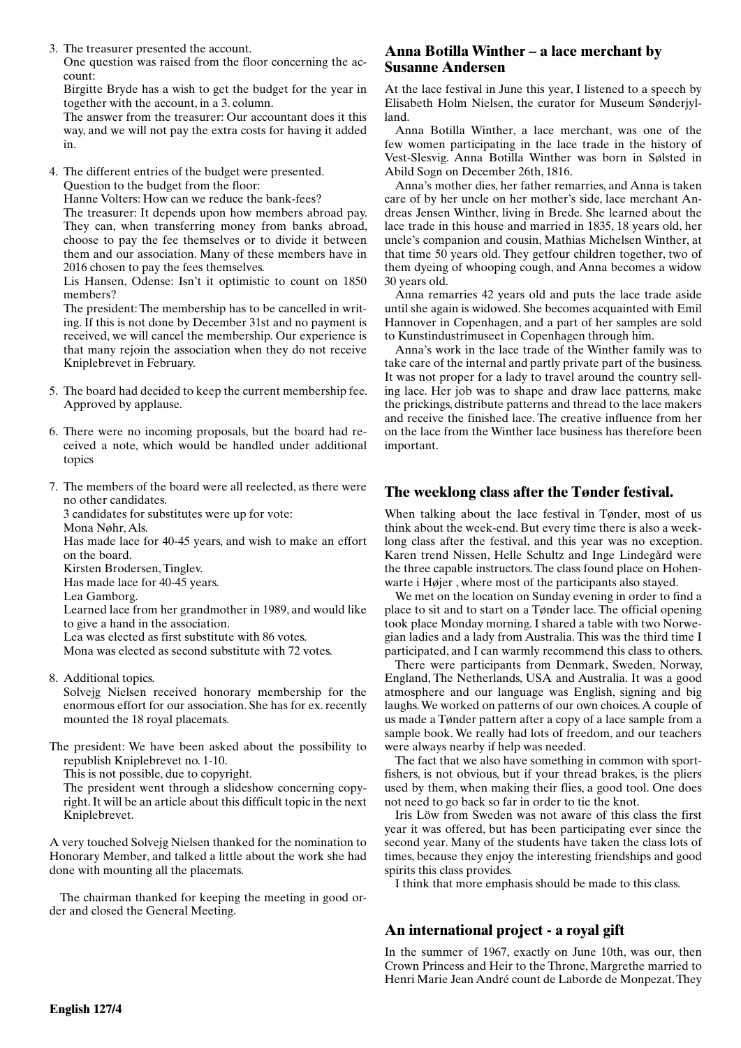3. The treasurer presented the account.
   One question was raised from the floor concerning the account:
   Birgitte Bryde has a wish to get the budget for the year in together with the account, in a 3. column.
   The answer from the treasurer: Our accountant does it this way, and we will not pay the extra costs for having it added in.

4. The different entries of the budget were presented.
   Question to the budget from the floor:
   Hanne Volters: How can we reduce the bank-fees?
   The treasurer: It depends upon how members abroad pay. They can, when transferring money from banks abroad, choose to pay the fee themselves or to divide it between them and our association. Many of these members have in 2016 chosen to pay the fees themselves.
   Lis Hansen, Odense: Isn't it optimistic to count on 1850 members?
   The president: The membership has to be cancelled in writing. If this is not done by December 31st and no payment is received, we will cancel the membership. Our experience is that many rejoin the association when they do not receive Kniplebrevet in February.

5. The board had decided to keep the current membership fee. Approved by applause.

6. There were no incoming proposals, but the board had received a note, which would be handled under additional topics

7. The members of the board were all reelected, as there were no other candidates.
   3 candidates for substitutes were up for vote:
   Mona Nøhr, Als.
   Has made lace for 40-45 years, and wish to make an effort on the board.
   Kirsten Brodersen, Tinglev.
   Has made lace for 40-45 years.
   Lea Gamborg.
   Learned lace from her grandmother in 1989, and would like to give a hand in the association.
   Lea was elected as first substitute with 86 votes.
   Mona was elected as second substitute with 72 votes.

8. Additional topics.
   Solvejg Nielsen received honorary membership for the enormous effort for our association. She has for ex. recently mounted the 18 royal placemats.

The president: We have been asked about the possibility to republish Kniplebrevet no. 1-10.
This is not possible, due to copyright.
The president went through a slideshow concerning copyright. It will be an article about this difficult topic in the next Kniplebrevet.

A very touched Solvejg Nielsen thanked for the nomination to Honorary Member, and talked a little about the work she had done with mounting all the placemats.

The chairman thanked for keeping the meeting in good order and closed the General Meeting.

## Anna Botilla Winther – a lace merchant by Susanne Andersen

At the lace festival in June this year, I listened to a speech by Elisabeth Holm Nielsen, the curator for Museum Sønderjylland.

Anna Botilla Winther, a lace merchant, was one of the few women participating in the lace trade in the history of Vest-Slesvig. Anna Botilla Winther was born in Sølsted in Abild Sogn on December 26th, 1816.

Anna's mother dies, her father remarries, and Anna is taken care of by her uncle on her mother's side, lace merchant Andreas Jensen Winther, living in Brede. She learned about the lace trade in this house and married in 1835, 18 years old, her uncle's companion and cousin, Mathias Michelsen Winther, at that time 50 years old. They getfour children together, two of them dyeing of whooping cough, and Anna becomes a widow 30 years old.

Anna remarries 42 years old and puts the lace trade aside until she again is widowed. She becomes acquainted with Emil Hannover in Copenhagen, and a part of her samples are sold to Kunstindustrimuseet in Copenhagen through him.

Anna's work in the lace trade of the Winther family was to take care of the internal and partly private part of the business. It was not proper for a lady to travel around the country selling lace. Her job was to shape and draw lace patterns, make the prickings, distribute patterns and thread to the lace makers and receive the finished lace. The creative influence from her on the lace from the Winther lace business has therefore been important.

## The weeklong class after the Tønder festival.

When talking about the lace festival in Tønder, most of us think about the week-end. But every time there is also a weeklong class after the festival, and this year was no exception. Karen trend Nissen, Helle Schultz and Inge Lindegård were the three capable instructors. The class found place on Hohenwarte i Højer , where most of the participants also stayed.

We met on the location on Sunday evening in order to find a place to sit and to start on a Tønder lace. The official opening took place Monday morning. I shared a table with two Norwegian ladies and a lady from Australia. This was the third time I participated, and I can warmly recommend this class to others.

There were participants from Denmark, Sweden, Norway, England, The Netherlands, USA and Australia. It was a good atmosphere and our language was English, signing and big laughs. We worked on patterns of our own choices. A couple of us made a Tønder pattern after a copy of a lace sample from a sample book. We really had lots of freedom, and our teachers were always nearby if help was needed.

The fact that we also have something in common with sportfishers, is not obvious, but if your thread brakes, is the pliers used by them, when making their flies, a good tool. One does not need to go back so far in order to tie the knot.

Iris Löw from Sweden was not aware of this class the first year it was offered, but has been participating ever since the second year. Many of the students have taken the class lots of times, because they enjoy the interesting friendships and good spirits this class provides.

I think that more emphasis should be made to this class.

## An international project - a royal gift

In the summer of 1967, exactly on June 10th, was our, then Crown Princess and Heir to the Throne, Margrethe married to Henri Marie Jean André count de Laborde de Monpezat. They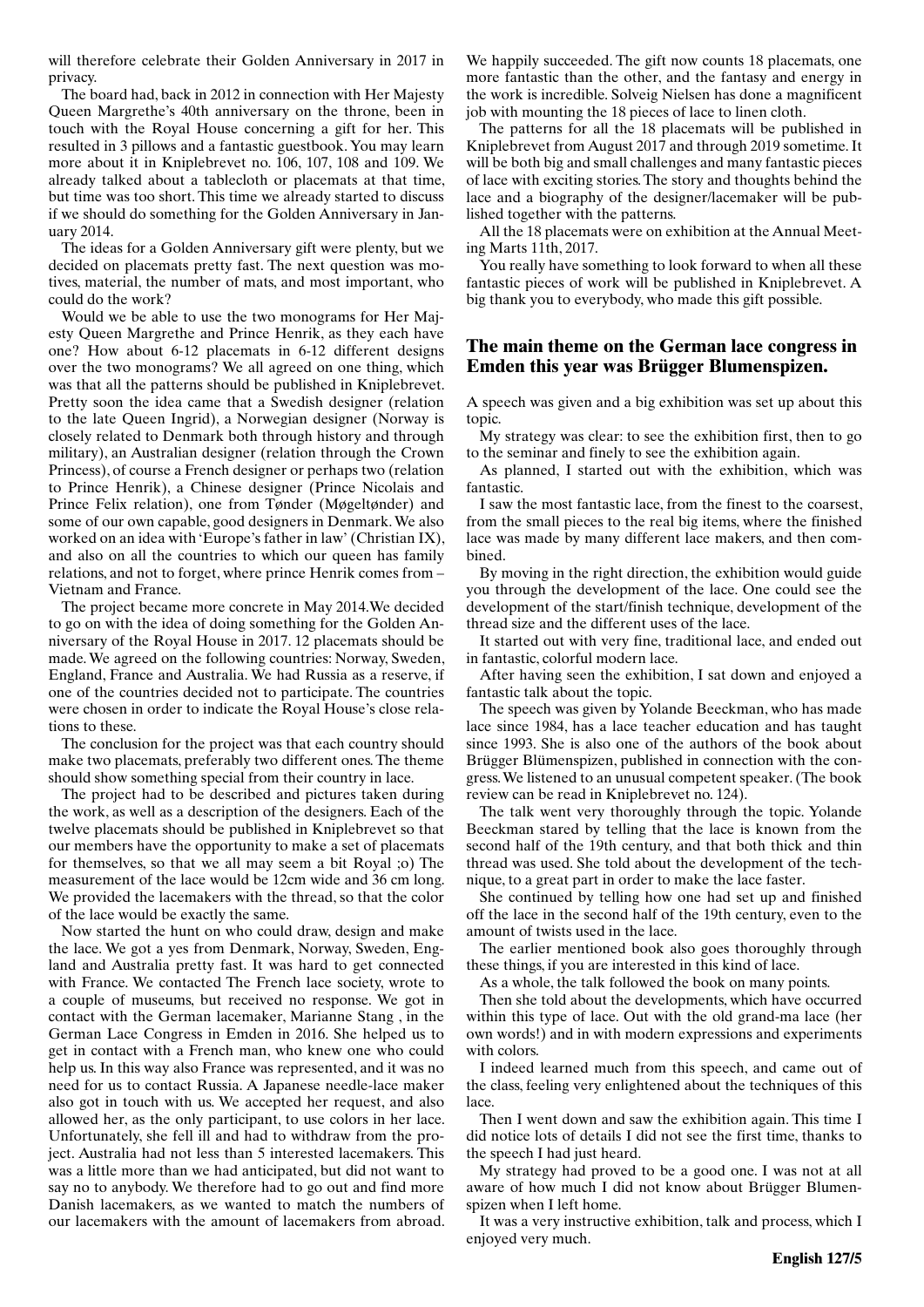will therefore celebrate their Golden Anniversary in 2017 in privacy.

The board had, back in 2012 in connection with Her Majesty Queen Margrethe's 40th anniversary on the throne, been in touch with the Royal House concerning a gift for her. This resulted in 3 pillows and a fantastic guestbook. You may learn more about it in Kniplebrevet no. 106, 107, 108 and 109. We already talked about a tablecloth or placemats at that time, but time was too short. This time we already started to discuss if we should do something for the Golden Anniversary in January 2014.

The ideas for a Golden Anniversary gift were plenty, but we decided on placemats pretty fast. The next question was motives, material, the number of mats, and most important, who could do the work?

Would we be able to use the two monograms for Her Majesty Queen Margrethe and Prince Henrik, as they each have one? How about 6-12 placemats in 6-12 different designs over the two monograms? We all agreed on one thing, which was that all the patterns should be published in Kniplebrevet. Pretty soon the idea came that a Swedish designer (relation to the late Queen Ingrid), a Norwegian designer (Norway is closely related to Denmark both through history and through military), an Australian designer (relation through the Crown Princess), of course a French designer or perhaps two (relation to Prince Henrik), a Chinese designer (Prince Nicolais and Prince Felix relation), one from Tønder (Møgeltønder) and some of our own capable, good designers in Denmark. We also worked on an idea with 'Europe's father in law' (Christian IX), and also on all the countries to which our queen has family relations, and not to forget, where prince Henrik comes from – Vietnam and France.

The project became more concrete in May 2014. We decided to go on with the idea of doing something for the Golden Anniversary of the Royal House in 2017. 12 placemats should be made. We agreed on the following countries: Norway, Sweden, England, France and Australia. We had Russia as a reserve, if one of the countries decided not to participate. The countries were chosen in order to indicate the Royal House's close relations to these.

The conclusion for the project was that each country should make two placemats, preferably two different ones. The theme should show something special from their country in lace.

The project had to be described and pictures taken during the work, as well as a description of the designers. Each of the twelve placemats should be published in Kniplebrevet so that our members have the opportunity to make a set of placemats for themselves, so that we all may seem a bit Royal ;o) The measurement of the lace would be 12cm wide and 36 cm long. We provided the lacemakers with the thread, so that the color of the lace would be exactly the same.

Now started the hunt on who could draw, design and make the lace. We got a yes from Denmark, Norway, Sweden, England and Australia pretty fast. It was hard to get connected with France. We contacted The French lace society, wrote to a couple of museums, but received no response. We got in contact with the German lacemaker, Marianne Stang , in the German Lace Congress in Emden in 2016. She helped us to get in contact with a French man, who knew one who could help us. In this way also France was represented, and it was no need for us to contact Russia. A Japanese needle-lace maker also got in touch with us. We accepted her request, and also allowed her, as the only participant, to use colors in her lace. Unfortunately, she fell ill and had to withdraw from the project. Australia had not less than 5 interested lacemakers. This was a little more than we had anticipated, but did not want to say no to anybody. We therefore had to go out and find more Danish lacemakers, as we wanted to match the numbers of our lacemakers with the amount of lacemakers from abroad.

We happily succeeded. The gift now counts 18 placemats, one more fantastic than the other, and the fantasy and energy in the work is incredible. Solveig Nielsen has done a magnificent job with mounting the 18 pieces of lace to linen cloth.

The patterns for all the 18 placemats will be published in Kniplebrevet from August 2017 and through 2019 sometime. It will be both big and small challenges and many fantastic pieces of lace with exciting stories. The story and thoughts behind the lace and a biography of the designer/lacemaker will be published together with the patterns.

All the 18 placemats were on exhibition at the Annual Meeting Marts 11th, 2017.

You really have something to look forward to when all these fantastic pieces of work will be published in Kniplebrevet. A big thank you to everybody, who made this gift possible.

## The main theme on the German lace congress in Emden this year was Brügger Blumenspizen.

A speech was given and a big exhibition was set up about this topic.

My strategy was clear: to see the exhibition first, then to go to the seminar and finely to see the exhibition again.

As planned, I started out with the exhibition, which was fantastic.

I saw the most fantastic lace, from the finest to the coarsest, from the small pieces to the real big items, where the finished lace was made by many different lace makers, and then combined.

By moving in the right direction, the exhibition would guide you through the development of the lace. One could see the development of the start/finish technique, development of the thread size and the different uses of the lace.

It started out with very fine, traditional lace, and ended out in fantastic, colorful modern lace.

After having seen the exhibition, I sat down and enjoyed a fantastic talk about the topic.

The speech was given by Yolande Beeckman, who has made lace since 1984, has a lace teacher education and has taught since 1993. She is also one of the authors of the book about Brügger Blümenspizen, published in connection with the congress. We listened to an unusual competent speaker. (The book review can be read in Kniplebrevet no. 124).

The talk went very thoroughly through the topic. Yolande Beeckman stared by telling that the lace is known from the second half of the 19th century, and that both thick and thin thread was used. She told about the development of the technique, to a great part in order to make the lace faster.

She continued by telling how one had set up and finished off the lace in the second half of the 19th century, even to the amount of twists used in the lace.

The earlier mentioned book also goes thoroughly through these things, if you are interested in this kind of lace.

As a whole, the talk followed the book on many points.

Then she told about the developments, which have occurred within this type of lace. Out with the old grand-ma lace (her own words!) and in with modern expressions and experiments with colors.

I indeed learned much from this speech, and came out of the class, feeling very enlightened about the techniques of this lace.

Then I went down and saw the exhibition again. This time I did notice lots of details I did not see the first time, thanks to the speech I had just heard.

My strategy had proved to be a good one. I was not at all aware of how much I did not know about Brügger Blumenspizen when I left home.

It was a very instructive exhibition, talk and process, which I enjoyed very much.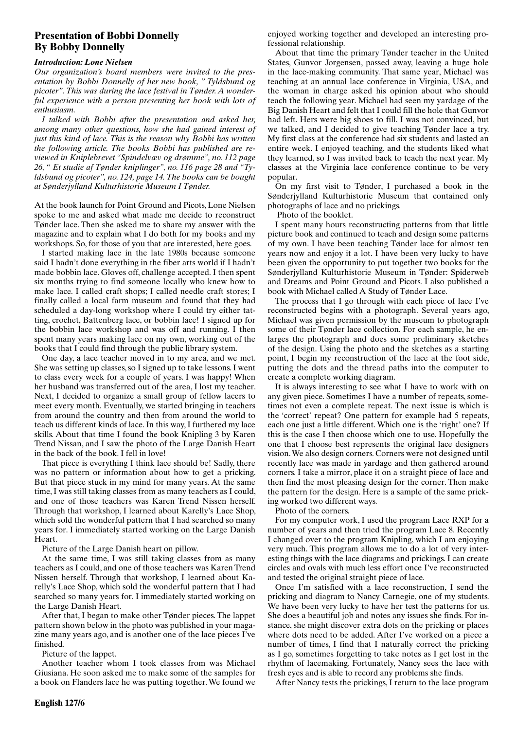## Presentation of Bobbi Donnelly
## By Bobby Donnelly

***Introduction: Lone Nielsen***

*Our organization's board members were invited to the presentation by Bobbi Donnelly of her new book, " Tyldsbund og picoter". This was during the lace festival in Tønder. A wonderful experience with a person presenting her book with lots of enthusiasm.*

*I talked with Bobbi after the presentation and asked her, among many other questions, how she had gained interest of just this kind of lace. This is the reason why Bobbi has written the following article. The books Bobbi has published are reviewed in Kniplebrevet "Spindelvæv og drømme", no. 112 page 26, " Et studie af Tønder kniplinger", no. 116 page 28 and "Tyldsbund og picoter", no. 124, page 14. The books can be bought at Sønderjylland Kulturhistorie Museum I Tønder.*

At the book launch for Point Ground and Picots, Lone Nielsen spoke to me and asked what made me decide to reconstruct Tønder lace. Then she asked me to share my answer with the magazine and to explain what I do both for my books and my workshops. So, for those of you that are interested, here goes.

I started making lace in the late 1980s because someone said I hadn't done everything in the fiber arts world if I hadn't made bobbin lace. Gloves off, challenge accepted. I then spent six months trying to find someone locally who knew how to make lace. I called craft shops; I called needle craft stores; I finally called a local farm museum and found that they had scheduled a day-long workshop where I could try either tatting, crochet, Battenberg lace, or bobbin lace! I signed up for the bobbin lace workshop and was off and running. I then spent many years making lace on my own, working out of the books that I could find through the public library system.

One day, a lace teacher moved in to my area, and we met. She was setting up classes, so I signed up to take lessons. I went to class every week for a couple of years. I was happy! When her husband was transferred out of the area, I lost my teacher. Next, I decided to organize a small group of fellow lacers to meet every month. Eventually, we started bringing in teachers from around the country and then from around the world to teach us different kinds of lace. In this way, I furthered my lace skills. About that time I found the book Knipling 3 by Karen Trend Nissan, and I saw the photo of the Large Danish Heart in the back of the book. I fell in love!

That piece is everything I think lace should be! Sadly, there was no pattern or information about how to get a pricking. But that piece stuck in my mind for many years. At the same time, I was still taking classes from as many teachers as I could, and one of those teachers was Karen Trend Nissen herself. Through that workshop, I learned about Karelly's Lace Shop, which sold the wonderful pattern that I had searched so many years for. I immediately started working on the Large Danish Heart.

Picture of the Large Danish heart on pillow.

At the same time, I was still taking classes from as many teachers as I could, and one of those teachers was Karen Trend Nissen herself. Through that workshop, I learned about Karelly's Lace Shop, which sold the wonderful pattern that I had searched so many years for. I immediately started working on the Large Danish Heart.

After that, I began to make other Tønder pieces. The lappet pattern shown below in the photo was published in your magazine many years ago, and is another one of the lace pieces I've finished.

Picture of the lappet.

Another teacher whom I took classes from was Michael Giusiana. He soon asked me to make some of the samples for a book on Flanders lace he was putting together. We found we enjoyed working together and developed an interesting professional relationship.

About that time the primary Tønder teacher in the United States, Gunvor Jorgensen, passed away, leaving a huge hole in the lace-making community. That same year, Michael was teaching at an annual lace conference in Virginia, USA, and the woman in charge asked his opinion about who should teach the following year. Michael had seen my yardage of the Big Danish Heart and felt that I could fill the hole that Gunvor had left. Hers were big shoes to fill. I was not convinced, but we talked, and I decided to give teaching Tønder lace a try. My first class at the conference had six students and lasted an entire week. I enjoyed teaching, and the students liked what they learned, so I was invited back to teach the next year. My classes at the Virginia lace conference continue to be very popular.

On my first visit to Tønder, I purchased a book in the Sønderjylland Kulturhistorie Museum that contained only photographs of lace and no prickings.

Photo of the booklet.

I spent many hours reconstructing patterns from that little picture book and continued to teach and design some patterns of my own. I have been teaching Tønder lace for almost ten years now and enjoy it a lot. I have been very lucky to have been given the opportunity to put together two books for the Sønderjylland Kulturhistorie Museum in Tønder: Spiderweb and Dreams and Point Ground and Picots. I also published a book with Michael called A Study of Tønder Lace.

The process that I go through with each piece of lace I've reconstructed begins with a photograph. Several years ago, Michael was given permission by the museum to photograph some of their Tønder lace collection. For each sample, he enlarges the photograph and does some preliminary sketches of the design. Using the photo and the sketches as a starting point, I begin my reconstruction of the lace at the foot side, putting the dots and the thread paths into the computer to create a complete working diagram.

It is always interesting to see what I have to work with on any given piece. Sometimes I have a number of repeats, sometimes not even a complete repeat. The next issue is which is the 'correct' repeat? One pattern for example had 5 repeats, each one just a little different. Which one is the 'right' one? If this is the case I then choose which one to use. Hopefully the one that I choose best represents the original lace designers vision. We also design corners. Corners were not designed until recently lace was made in yardage and then gathered around corners. I take a mirror, place it on a straight piece of lace and then find the most pleasing design for the corner. Then make the pattern for the design. Here is a sample of the same pricking worked two different ways.

Photo of the corners.

For my computer work, I used the program Lace RXP for a number of years and then tried the program Lace 8. Recently I changed over to the program Knipling, which I am enjoying very much. This program allows me to do a lot of very interesting things with the lace diagrams and prickings. I can create circles and ovals with much less effort once I've reconstructed and tested the original straight piece of lace.

Once I'm satisfied with a lace reconstruction, I send the pricking and diagram to Nancy Carnegie, one of my students. We have been very lucky to have her test the patterns for us. She does a beautiful job and notes any issues she finds. For instance, she might discover extra dots on the pricking or places where dots need to be added. After I've worked on a piece a number of times, I find that I naturally correct the pricking as I go, sometimes forgetting to take notes as I get lost in the rhythm of lacemaking. Fortunately, Nancy sees the lace with fresh eyes and is able to record any problems she finds.

After Nancy tests the prickings, I return to the lace program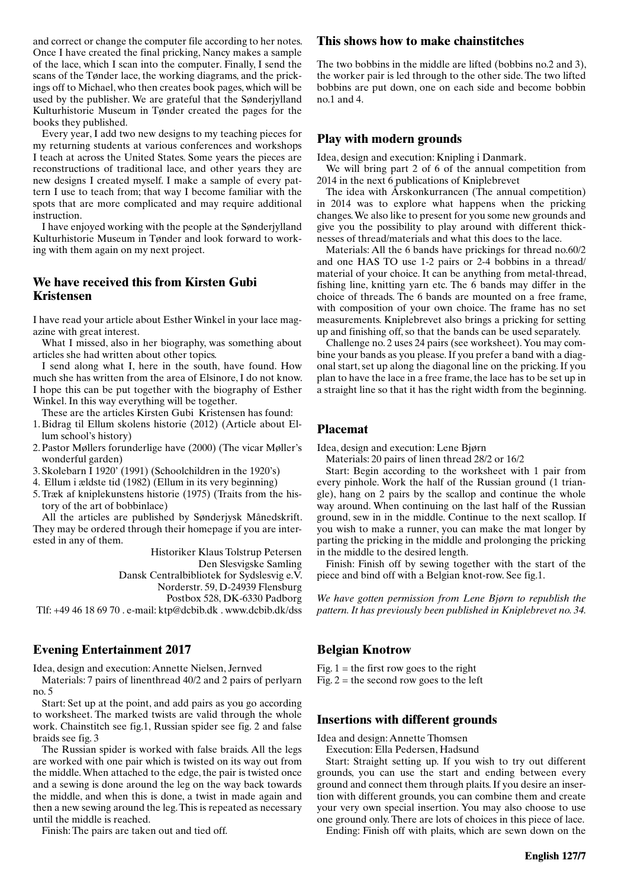and correct or change the computer file according to her notes. Once I have created the final pricking, Nancy makes a sample of the lace, which I scan into the computer. Finally, I send the scans of the Tønder lace, the working diagrams, and the prickings off to Michael, who then creates book pages, which will be used by the publisher. We are grateful that the Sønderjylland Kulturhistorie Museum in Tønder created the pages for the books they published.

Every year, I add two new designs to my teaching pieces for my returning students at various conferences and workshops I teach at across the United States. Some years the pieces are reconstructions of traditional lace, and other years they are new designs I created myself. I make a sample of every pattern I use to teach from; that way I become familiar with the spots that are more complicated and may require additional instruction.

I have enjoyed working with the people at the Sønderjylland Kulturhistorie Museum in Tønder and look forward to working with them again on my next project.

## We have received this from Kirsten Gubi Kristensen

I have read your article about Esther Winkel in your lace magazine with great interest.

What I missed, also in her biography, was something about articles she had written about other topics.

I send along what I, here in the south, have found. How much she has written from the area of Elsinore, I do not know. I hope this can be put together with the biography of Esther Winkel. In this way everything will be together.

These are the articles Kirsten Gubi Kristensen has found:

1. Bidrag til Ellum skolens historie (2012) (Article about Ellum school's history)
2. Pastor Møllers forunderlige have (2000) (The vicar Møller's wonderful garden)
3. Skolebarn I 1920' (1991) (Schoolchildren in the 1920's)
4. Ellum i ældste tid (1982) (Ellum in its very beginning)
5. Træk af kniplekunstens historie (1975) (Traits from the history of the art of bobbinlace)

All the articles are published by Sønderjysk Månedskrift. They may be ordered through their homepage if you are interested in any of them.

Historiker Klaus Tolstrup Petersen
Den Slesvigske Samling
Dansk Centralbibliotek for Sydslesvig e.V.
Norderstr. 59, D-24939 Flensburg
Postbox 528, DK-6330 Padborg
Tlf: +49 46 18 69 70 . e-mail: ktp@dcbib.dk . www.dcbib.dk/dss

## Evening Entertainment 2017

Idea, design and execution: Annette Nielsen, Jernved

Materials: 7 pairs of linenthread 40/2 and 2 pairs of perlyarn no. 5

Start: Set up at the point, and add pairs as you go according to worksheet. The marked twists are valid through the whole work. Chainstitch see fig.1, Russian spider see fig. 2 and false braids see fig. 3

The Russian spider is worked with false braids. All the legs are worked with one pair which is twisted on its way out from the middle. When attached to the edge, the pair is twisted once and a sewing is done around the leg on the way back towards the middle, and when this is done, a twist in made again and then a new sewing around the leg. This is repeated as necessary until the middle is reached.

Finish: The pairs are taken out and tied off.

## This shows how to make chainstitches

The two bobbins in the middle are lifted (bobbins no.2 and 3), the worker pair is led through to the other side. The two lifted bobbins are put down, one on each side and become bobbin no.1 and 4.

## Play with modern grounds

Idea, design and execution: Knipling i Danmark.

We will bring part 2 of 6 of the annual competition from 2014 in the next 6 publications of Kniplebrevet

The idea with Årskonkurrancen (The annual competition) in 2014 was to explore what happens when the pricking changes. We also like to present for you some new grounds and give you the possibility to play around with different thicknesses of thread/materials and what this does to the lace.

Materials: All the 6 bands have prickings for thread no.60/2 and one HAS TO use 1-2 pairs or 2-4 bobbins in a thread/material of your choice. It can be anything from metal-thread, fishing line, knitting yarn etc. The 6 bands may differ in the choice of threads. The 6 bands are mounted on a free frame, with composition of your own choice. The frame has no set measurements. Kniplebrevet also brings a pricking for setting up and finishing off, so that the bands can be used separately.

Challenge no. 2 uses 24 pairs (see worksheet). You may combine your bands as you please. If you prefer a band with a diagonal start, set up along the diagonal line on the pricking. If you plan to have the lace in a free frame, the lace has to be set up in a straight line so that it has the right width from the beginning.

## Placemat

Idea, design and execution: Lene Bjørn

Materials: 20 pairs of linen thread 28/2 or 16/2

Start: Begin according to the worksheet with 1 pair from every pinhole. Work the half of the Russian ground (1 triangle), hang on 2 pairs by the scallop and continue the whole way around. When continuing on the last half of the Russian ground, sew in in the middle. Continue to the next scallop. If you wish to make a runner, you can make the mat longer by parting the pricking in the middle and prolonging the pricking in the middle to the desired length.

Finish: Finish off by sewing together with the start of the piece and bind off with a Belgian knot-row. See fig.1.

*We have gotten permission from Lene Bjørn to republish the pattern. It has previously been published in Kniplebrevet no. 34.*

## Belgian Knotrow

Fig. 1 = the first row goes to the right
Fig. 2 = the second row goes to the left

## Insertions with different grounds

Idea and design: Annette Thomsen

Execution: Ella Pedersen, Hadsund

Start: Straight setting up. If you wish to try out different grounds, you can use the start and ending between every ground and connect them through plaits. If you desire an insertion with different grounds, you can combine them and create your very own special insertion. You may also choose to use one ground only. There are lots of choices in this piece of lace.

Ending: Finish off with plaits, which are sewn down on the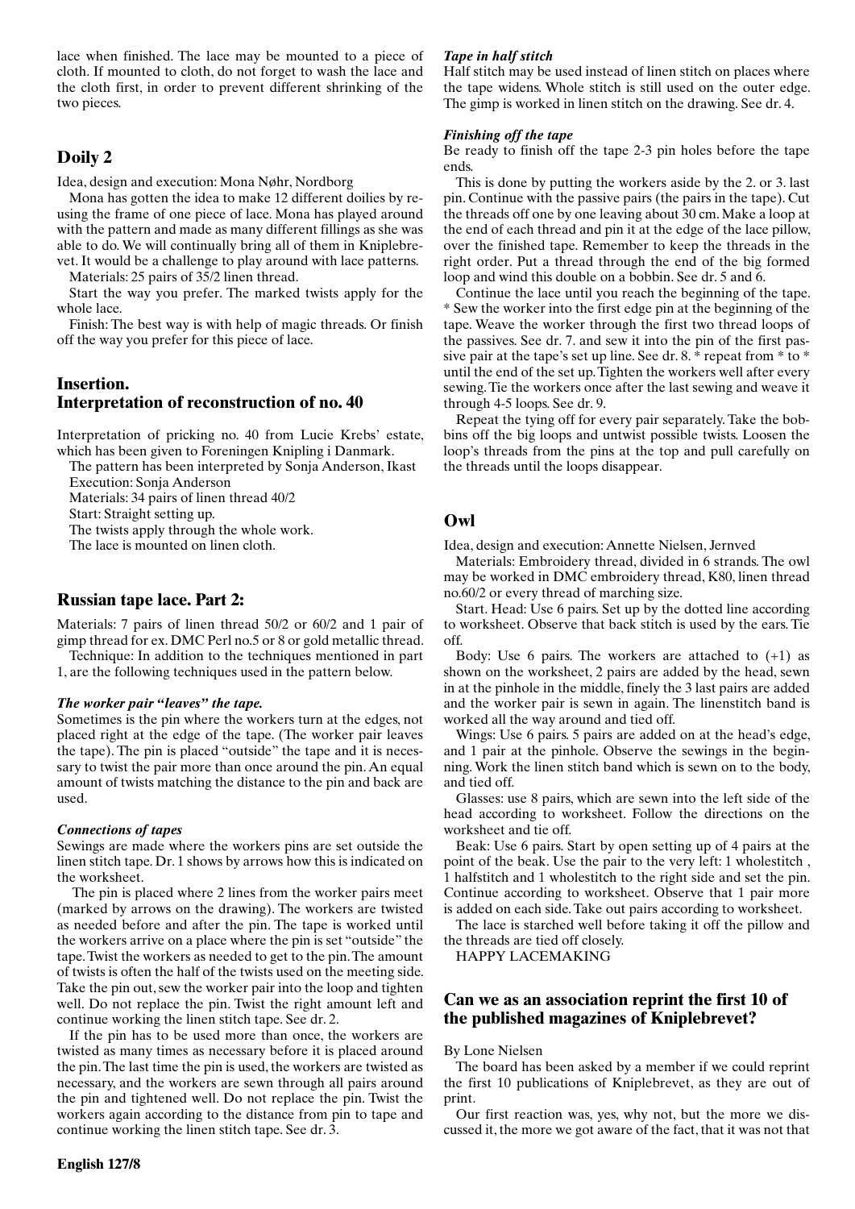lace when finished. The lace may be mounted to a piece of cloth. If mounted to cloth, do not forget to wash the lace and the cloth first, in order to prevent different shrinking of the two pieces.

## Doily 2

Idea, design and execution: Mona Nøhr, Nordborg

Mona has gotten the idea to make 12 different doilies by reusing the frame of one piece of lace. Mona has played around with the pattern and made as many different fillings as she was able to do. We will continually bring all of them in Kniplebrevet. It would be a challenge to play around with lace patterns.

Materials: 25 pairs of 35/2 linen thread.

Start the way you prefer. The marked twists apply for the whole lace.

Finish: The best way is with help of magic threads. Or finish off the way you prefer for this piece of lace.

## Insertion. Interpretation of reconstruction of no. 40

Interpretation of pricking no. 40 from Lucie Krebs' estate, which has been given to Foreningen Knipling i Danmark.

The pattern has been interpreted by Sonja Anderson, Ikast

Execution: Sonja Anderson

Materials: 34 pairs of linen thread 40/2

Start: Straight setting up.

The twists apply through the whole work.

The lace is mounted on linen cloth.

## Russian tape lace. Part 2:

Materials: 7 pairs of linen thread 50/2 or 60/2 and 1 pair of gimp thread for ex. DMC Perl no.5 or 8 or gold metallic thread.

Technique: In addition to the techniques mentioned in part 1, are the following techniques used in the pattern below.

***The worker pair "leaves" the tape.***

Sometimes is the pin where the workers turn at the edges, not placed right at the edge of the tape. (The worker pair leaves the tape). The pin is placed "outside" the tape and it is necessary to twist the pair more than once around the pin. An equal amount of twists matching the distance to the pin and back are used.

***Connections of tapes***

Sewings are made where the workers pins are set outside the linen stitch tape. Dr. 1 shows by arrows how this is indicated on the worksheet.

The pin is placed where 2 lines from the worker pairs meet (marked by arrows on the drawing). The workers are twisted as needed before and after the pin. The tape is worked until the workers arrive on a place where the pin is set "outside" the tape. Twist the workers as needed to get to the pin. The amount of twists is often the half of the twists used on the meeting side. Take the pin out, sew the worker pair into the loop and tighten well. Do not replace the pin. Twist the right amount left and continue working the linen stitch tape. See dr. 2.

If the pin has to be used more than once, the workers are twisted as many times as necessary before it is placed around the pin. The last time the pin is used, the workers are twisted as necessary, and the workers are sewn through all pairs around the pin and tightened well. Do not replace the pin. Twist the workers again according to the distance from pin to tape and continue working the linen stitch tape. See dr. 3.

***Tape in half stitch***

Half stitch may be used instead of linen stitch on places where the tape widens. Whole stitch is still used on the outer edge. The gimp is worked in linen stitch on the drawing. See dr. 4.

***Finishing off the tape***

Be ready to finish off the tape 2-3 pin holes before the tape ends.

This is done by putting the workers aside by the 2. or 3. last pin. Continue with the passive pairs (the pairs in the tape). Cut the threads off one by one leaving about 30 cm. Make a loop at the end of each thread and pin it at the edge of the lace pillow, over the finished tape. Remember to keep the threads in the right order. Put a thread through the end of the big formed loop and wind this double on a bobbin. See dr. 5 and 6.

Continue the lace until you reach the beginning of the tape. * Sew the worker into the first edge pin at the beginning of the tape. Weave the worker through the first two thread loops of the passives. See dr. 7. and sew it into the pin of the first passive pair at the tape's set up line. See dr. 8. * repeat from * to * until the end of the set up. Tighten the workers well after every sewing. Tie the workers once after the last sewing and weave it through 4-5 loops. See dr. 9.

Repeat the tying off for every pair separately. Take the bobbins off the big loops and untwist possible twists. Loosen the loop's threads from the pins at the top and pull carefully on the threads until the loops disappear.

## Owl

Idea, design and execution: Annette Nielsen, Jernved

Materials: Embroidery thread, divided in 6 strands. The owl may be worked in DMC embroidery thread, K80, linen thread no.60/2 or every thread of marching size.

Start. Head: Use 6 pairs. Set up by the dotted line according to worksheet. Observe that back stitch is used by the ears. Tie off.

Body: Use 6 pairs. The workers are attached to (+1) as shown on the worksheet, 2 pairs are added by the head, sewn in at the pinhole in the middle, finely the 3 last pairs are added and the worker pair is sewn in again. The linenstitch band is worked all the way around and tied off.

Wings: Use 6 pairs. 5 pairs are added on at the head's edge, and 1 pair at the pinhole. Observe the sewings in the beginning. Work the linen stitch band which is sewn on to the body, and tied off.

Glasses: use 8 pairs, which are sewn into the left side of the head according to worksheet. Follow the directions on the worksheet and tie off.

Beak: Use 6 pairs. Start by open setting up of 4 pairs at the point of the beak. Use the pair to the very left: 1 wholestitch , 1 halfstitch and 1 wholestitch to the right side and set the pin. Continue according to worksheet. Observe that 1 pair more is added on each side. Take out pairs according to worksheet.

The lace is starched well before taking it off the pillow and the threads are tied off closely.

HAPPY LACEMAKING

## Can we as an association reprint the first 10 of the published magazines of Kniplebrevet?

By Lone Nielsen

The board has been asked by a member if we could reprint the first 10 publications of Kniplebrevet, as they are out of print.

Our first reaction was, yes, why not, but the more we discussed it, the more we got aware of the fact, that it was not that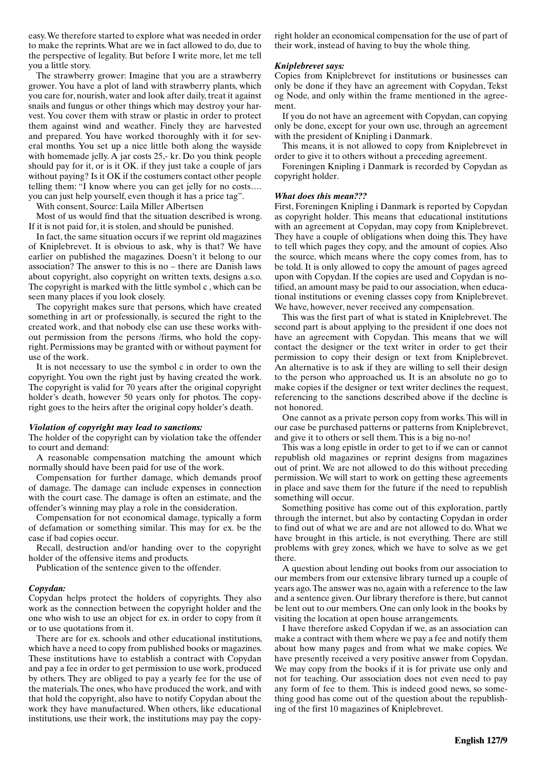easy. We therefore started to explore what was needed in order to make the reprints. What are we in fact allowed to do, due to the perspective of legality. But before I write more, let me tell you a little story.

The strawberry grower: Imagine that you are a strawberry grower. You have a plot of land with strawberry plants, which you care for, nourish, water and look after daily, treat it against snails and fungus or other things which may destroy your harvest. You cover them with straw or plastic in order to protect them against wind and weather. Finely they are harvested and prepared. You have worked thoroughly with it for several months. You set up a nice little both along the wayside with homemade jelly. A jar costs 25,- kr. Do you think people should pay for it, or is it OK. if they just take a couple of jars without paying? Is it OK if the costumers contact other people telling them: "I know where you can get jelly for no costs…. you can just help yourself, even though it has a price tag".

With consent, Source: Laila Miller Albertsen

Most of us would find that the situation described is wrong. If it is not paid for, it is stolen, and should be punished.

In fact, the same situation occurs if we reprint old magazines of Kniplebrevet. It is obvious to ask, why is that? We have earlier on published the magazines. Doesn't it belong to our association? The answer to this is no – there are Danish laws about copyright, also copyright on written texts, designs a.s.o. The copyright is marked with the little symbol c , which can be seen many places if you look closely.

The copyright makes sure that persons, which have created something in art or professionally, is secured the right to the created work, and that nobody else can use these works without permission from the persons /firms, who hold the copyright. Permissions may be granted with or without payment for use of the work.

It is not necessary to use the symbol c in order to own the copyright. You own the right just by having created the work. The copyright is valid for 70 years after the original copyright holder's death, however 50 years only for photos. The copyright goes to the heirs after the original copy holder's death.

### *Violation of copyright may lead to sanctions:*

The holder of the copyright can by violation take the offender to court and demand:

A reasonable compensation matching the amount which normally should have been paid for use of the work.

Compensation for further damage, which demands proof of damage. The damage can include expenses in connection with the court case. The damage is often an estimate, and the offender's winning may play a role in the consideration.

Compensation for not economical damage, typically a form of defamation or something similar. This may for ex. be the case if bad copies occur.

Recall, destruction and/or handing over to the copyright holder of the offensive items and products.

Publication of the sentence given to the offender.

### *Copydan:*

Copydan helps protect the holders of copyrights. They also work as the connection between the copyright holder and the one who wish to use an object for ex. in order to copy from ít or to use quotations from it.

There are for ex. schools and other educational institutions, which have a need to copy from published books or magazines. These institutions have to establish a contract with Copydan and pay a fee in order to get permission to use work, produced by others. They are obliged to pay a yearly fee for the use of the materials. The ones, who have produced the work, and with that hold the copyright, also have to notify Copydan about the work they have manufactured. When others, like educational institutions, use their work, the institutions may pay the copyright holder an economical compensation for the use of part of their work, instead of having to buy the whole thing.

### *Kniplebrevet says:*

Copies from Kniplebrevet for institutions or businesses can only be done if they have an agreement with Copydan, Tekst og Node, and only within the frame mentioned in the agreement.

If you do not have an agreement with Copydan, can copying only be done, except for your own use, through an agreement with the president of Knipling i Danmark.

This means, it is not allowed to copy from Kniplebrevet in order to give it to others without a preceding agreement.

Foreningen Knipling i Danmark is recorded by Copydan as copyright holder.

### *What does this mean???*

First, Foreningen Knipling i Danmark is reported by Copydan as copyright holder. This means that educational institutions with an agreement at Copydan, may copy from Kniplebrevet. They have a couple of obligations when doing this. They have to tell which pages they copy, and the amount of copies. Also the source, which means where the copy comes from, has to be told. It is only allowed to copy the amount of pages agreed upon with Copydan. If the copies are used and Copydan is notified, an amount masy be paid to our association, when educational institutions or evening classes copy from Kniplebrevet. We have, however, never received any compensation.

This was the first part of what is stated in Kniplebrevet. The second part is about applying to the president if one does not have an agreement with Copydan. This means that we will contact the designer or the text writer in order to get their permission to copy their design or text from Kniplebrevet. An alternative is to ask if they are willing to sell their design to the person who approached us. It is an absolute no go to make copies if the designer or text writer declines the request, referencing to the sanctions described above if the decline is not honored.

One cannot as a private person copy from works. This will in our case be purchased patterns or patterns from Kniplebrevet, and give it to others or sell them. This is a big no-no!

This was a long epistle in order to get to if we can or cannot republish old magazines or reprint designs from magazines out of print. We are not allowed to do this without preceding permission. We will start to work on getting these agreements in place and save them for the future if the need to republish something will occur.

Something positive has come out of this exploration, partly through the internet, but also by contacting Copydan in order to find out of what we are and are not allowed to do. What we have brought in this article, is not everything. There are still problems with grey zones, which we have to solve as we get there.

A question about lending out books from our association to our members from our extensive library turned up a couple of years ago. The answer was no, again with a reference to the law and a sentence given. Our library therefore is there, but cannot be lent out to our members. One can only look in the books by visiting the location at open house arrangements.

I have therefore asked Copydan if we, as an association can make a contract with them where we pay a fee and notify them about how many pages and from what we make copies. We have presently received a very positive answer from Copydan. We may copy from the books if it is for private use only and not for teaching. Our association does not even need to pay any form of fee to them. This is indeed good news, so something good has come out of the question about the republishing of the first 10 magazines of Kniplebrevet.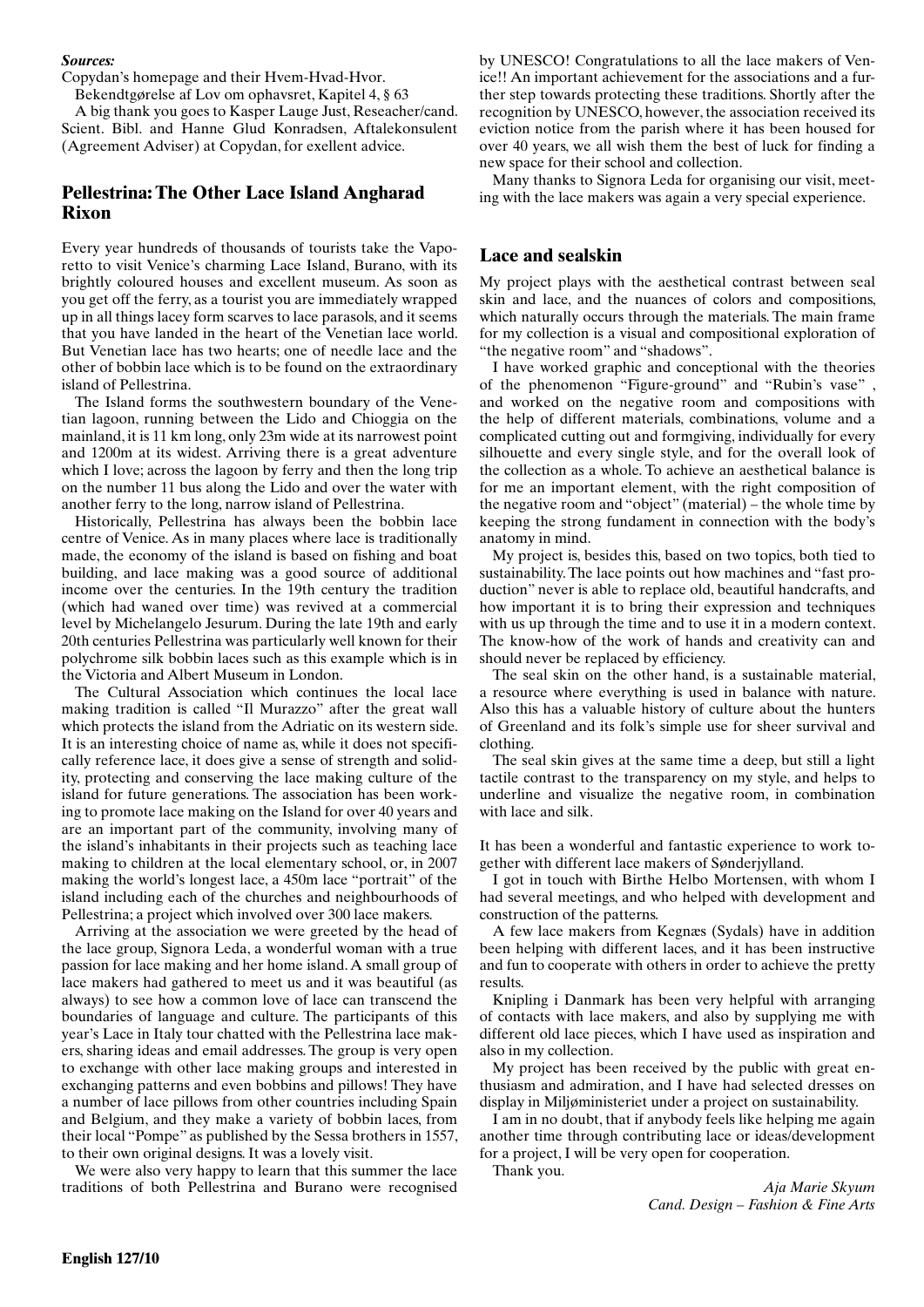***Sources:***

Copydan's homepage and their Hvem-Hvad-Hvor.

Bekendtgørelse af Lov om ophavsret, Kapitel 4, § 63

A big thank you goes to Kasper Lauge Just, Reseacher/cand. Scient. Bibl. and Hanne Glud Konradsen, Aftalekonsulent (Agreement Adviser) at Copydan, for exellent advice.

## Pellestrina: The Other Lace Island Angharad Rixon

Every year hundreds of thousands of tourists take the Vaporetto to visit Venice's charming Lace Island, Burano, with its brightly coloured houses and excellent museum. As soon as you get off the ferry, as a tourist you are immediately wrapped up in all things lacey form scarves to lace parasols, and it seems that you have landed in the heart of the Venetian lace world. But Venetian lace has two hearts; one of needle lace and the other of bobbin lace which is to be found on the extraordinary island of Pellestrina.

The Island forms the southwestern boundary of the Venetian lagoon, running between the Lido and Chioggia on the mainland, it is 11 km long, only 23m wide at its narrowest point and 1200m at its widest. Arriving there is a great adventure which I love; across the lagoon by ferry and then the long trip on the number 11 bus along the Lido and over the water with another ferry to the long, narrow island of Pellestrina.

Historically, Pellestrina has always been the bobbin lace centre of Venice. As in many places where lace is traditionally made, the economy of the island is based on fishing and boat building, and lace making was a good source of additional income over the centuries. In the 19th century the tradition (which had waned over time) was revived at a commercial level by Michelangelo Jesurum. During the late 19th and early 20th centuries Pellestrina was particularly well known for their polychrome silk bobbin laces such as this example which is in the Victoria and Albert Museum in London.

The Cultural Association which continues the local lace making tradition is called "Il Murazzo" after the great wall which protects the island from the Adriatic on its western side. It is an interesting choice of name as, while it does not specifically reference lace, it does give a sense of strength and solidity, protecting and conserving the lace making culture of the island for future generations. The association has been working to promote lace making on the Island for over 40 years and are an important part of the community, involving many of the island's inhabitants in their projects such as teaching lace making to children at the local elementary school, or, in 2007 making the world's longest lace, a 450m lace "portrait" of the island including each of the churches and neighbourhoods of Pellestrina; a project which involved over 300 lace makers.

Arriving at the association we were greeted by the head of the lace group, Signora Leda, a wonderful woman with a true passion for lace making and her home island. A small group of lace makers had gathered to meet us and it was beautiful (as always) to see how a common love of lace can transcend the boundaries of language and culture. The participants of this year's Lace in Italy tour chatted with the Pellestrina lace makers, sharing ideas and email addresses. The group is very open to exchange with other lace making groups and interested in exchanging patterns and even bobbins and pillows! They have a number of lace pillows from other countries including Spain and Belgium, and they make a variety of bobbin laces, from their local "Pompe" as published by the Sessa brothers in 1557, to their own original designs. It was a lovely visit.

We were also very happy to learn that this summer the lace traditions of both Pellestrina and Burano were recognised by UNESCO! Congratulations to all the lace makers of Venice!! An important achievement for the associations and a further step towards protecting these traditions. Shortly after the recognition by UNESCO, however, the association received its eviction notice from the parish where it has been housed for over 40 years, we all wish them the best of luck for finding a new space for their school and collection.

Many thanks to Signora Leda for organising our visit, meeting with the lace makers was again a very special experience.

## Lace and sealskin

My project plays with the aesthetical contrast between seal skin and lace, and the nuances of colors and compositions, which naturally occurs through the materials. The main frame for my collection is a visual and compositional exploration of "the negative room" and "shadows".

I have worked graphic and conceptional with the theories of the phenomenon "Figure-ground" and "Rubin's vase" , and worked on the negative room and compositions with the help of different materials, combinations, volume and a complicated cutting out and formgiving, individually for every silhouette and every single style, and for the overall look of the collection as a whole. To achieve an aesthetical balance is for me an important element, with the right composition of the negative room and "object" (material) – the whole time by keeping the strong fundament in connection with the body's anatomy in mind.

My project is, besides this, based on two topics, both tied to sustainability. The lace points out how machines and "fast production" never is able to replace old, beautiful handcrafts, and how important it is to bring their expression and techniques with us up through the time and to use it in a modern context. The know-how of the work of hands and creativity can and should never be replaced by efficiency.

The seal skin on the other hand, is a sustainable material, a resource where everything is used in balance with nature. Also this has a valuable history of culture about the hunters of Greenland and its folk's simple use for sheer survival and clothing.

The seal skin gives at the same time a deep, but still a light tactile contrast to the transparency on my style, and helps to underline and visualize the negative room, in combination with lace and silk.

It has been a wonderful and fantastic experience to work together with different lace makers of Sønderjylland.

I got in touch with Birthe Helbo Mortensen, with whom I had several meetings, and who helped with development and construction of the patterns.

A few lace makers from Kegnæs (Sydals) have in addition been helping with different laces, and it has been instructive and fun to cooperate with others in order to achieve the pretty results.

Knipling i Danmark has been very helpful with arranging of contacts with lace makers, and also by supplying me with different old lace pieces, which I have used as inspiration and also in my collection.

My project has been received by the public with great enthusiasm and admiration, and I have had selected dresses on display in Miljøministeriet under a project on sustainability.

I am in no doubt, that if anybody feels like helping me again another time through contributing lace or ideas/development for a project, I will be very open for cooperation.

Thank you.

*Aja Marie Skyum*
*Cand. Design – Fashion & Fine Arts*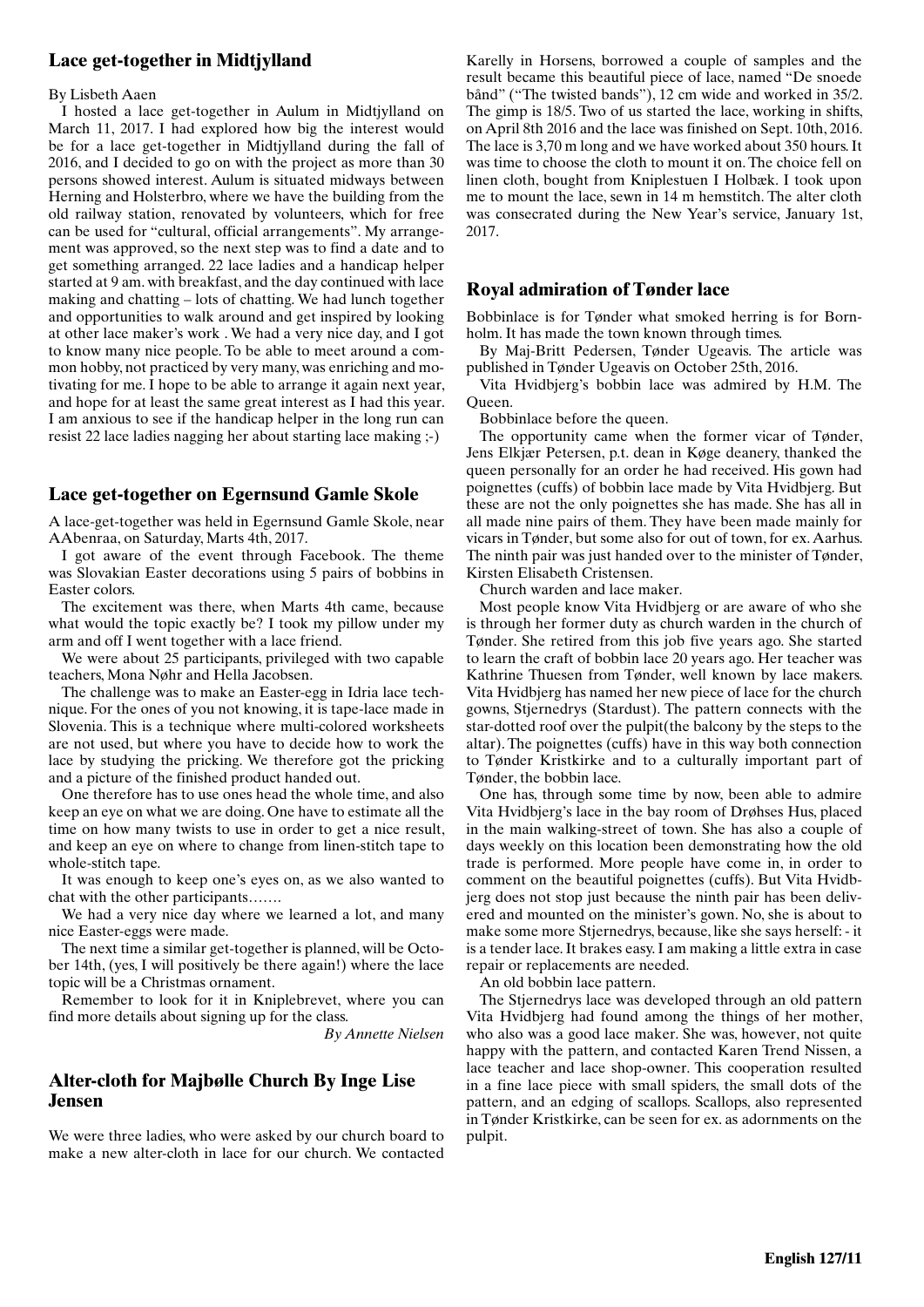## Lace get-together in Midtjylland

By Lisbeth Aaen

I hosted a lace get-together in Aulum in Midtjylland on March 11, 2017. I had explored how big the interest would be for a lace get-together in Midtjylland during the fall of 2016, and I decided to go on with the project as more than 30 persons showed interest. Aulum is situated midways between Herning and Holsterbro, where we have the building from the old railway station, renovated by volunteers, which for free can be used for "cultural, official arrangements". My arrangement was approved, so the next step was to find a date and to get something arranged. 22 lace ladies and a handicap helper started at 9 am. with breakfast, and the day continued with lace making and chatting – lots of chatting. We had lunch together and opportunities to walk around and get inspired by looking at other lace maker's work . We had a very nice day, and I got to know many nice people. To be able to meet around a common hobby, not practiced by very many, was enriching and motivating for me. I hope to be able to arrange it again next year, and hope for at least the same great interest as I had this year. I am anxious to see if the handicap helper in the long run can resist 22 lace ladies nagging her about starting lace making ;-)

## Lace get-together on Egernsund Gamle Skole

A lace-get-together was held in Egernsund Gamle Skole, near AAbenraa, on Saturday, Marts 4th, 2017.

I got aware of the event through Facebook. The theme was Slovakian Easter decorations using 5 pairs of bobbins in Easter colors.

The excitement was there, when Marts 4th came, because what would the topic exactly be? I took my pillow under my arm and off I went together with a lace friend.

We were about 25 participants, privileged with two capable teachers, Mona Nøhr and Hella Jacobsen.

The challenge was to make an Easter-egg in Idria lace technique. For the ones of you not knowing, it is tape-lace made in Slovenia. This is a technique where multi-colored worksheets are not used, but where you have to decide how to work the lace by studying the pricking. We therefore got the pricking and a picture of the finished product handed out.

One therefore has to use ones head the whole time, and also keep an eye on what we are doing. One have to estimate all the time on how many twists to use in order to get a nice result, and keep an eye on where to change from linen-stitch tape to whole-stitch tape.

It was enough to keep one's eyes on, as we also wanted to chat with the other participants…….

We had a very nice day where we learned a lot, and many nice Easter-eggs were made.

The next time a similar get-together is planned, will be October 14th, (yes, I will positively be there again!) where the lace topic will be a Christmas ornament.

Remember to look for it in Kniplebrevet, where you can find more details about signing up for the class.

*By Annette Nielsen*

## Alter-cloth for Majbølle Church By Inge Lise Jensen

We were three ladies, who were asked by our church board to make a new alter-cloth in lace for our church. We contacted Karelly in Horsens, borrowed a couple of samples and the result became this beautiful piece of lace, named "De snoede bånd" ("The twisted bands"), 12 cm wide and worked in 35/2. The gimp is 18/5. Two of us started the lace, working in shifts, on April 8th 2016 and the lace was finished on Sept. 10th, 2016. The lace is 3,70 m long and we have worked about 350 hours. It was time to choose the cloth to mount it on. The choice fell on linen cloth, bought from Kniplestuen I Holbæk. I took upon me to mount the lace, sewn in 14 m hemstitch. The alter cloth was consecrated during the New Year's service, January 1st, 2017.

## Royal admiration of Tønder lace

Bobbinlace is for Tønder what smoked herring is for Bornholm. It has made the town known through times.

By Maj-Britt Pedersen, Tønder Ugeavis. The article was published in Tønder Ugeavis on October 25th, 2016.

Vita Hvidbjerg's bobbin lace was admired by H.M. The Queen.

Bobbinlace before the queen.

The opportunity came when the former vicar of Tønder, Jens Elkjær Petersen, p.t. dean in Køge deanery, thanked the queen personally for an order he had received. His gown had poignettes (cuffs) of bobbin lace made by Vita Hvidbjerg. But these are not the only poignettes she has made. She has all in all made nine pairs of them. They have been made mainly for vicars in Tønder, but some also for out of town, for ex. Aarhus. The ninth pair was just handed over to the minister of Tønder, Kirsten Elisabeth Cristensen.

Church warden and lace maker.

Most people know Vita Hvidbjerg or are aware of who she is through her former duty as church warden in the church of Tønder. She retired from this job five years ago. She started to learn the craft of bobbin lace 20 years ago. Her teacher was Kathrine Thuesen from Tønder, well known by lace makers. Vita Hvidbjerg has named her new piece of lace for the church gowns, Stjernedrys (Stardust). The pattern connects with the star-dotted roof over the pulpit(the balcony by the steps to the altar). The poignettes (cuffs) have in this way both connection to Tønder Kristkirke and to a culturally important part of Tønder, the bobbin lace.

One has, through some time by now, been able to admire Vita Hvidbjerg's lace in the bay room of Drøhses Hus, placed in the main walking-street of town. She has also a couple of days weekly on this location been demonstrating how the old trade is performed. More people have come in, in order to comment on the beautiful poignettes (cuffs). But Vita Hvidbjerg does not stop just because the ninth pair has been delivered and mounted on the minister's gown. No, she is about to make some more Stjernedrys, because, like she says herself: - it is a tender lace. It brakes easy. I am making a little extra in case repair or replacements are needed.

An old bobbin lace pattern.

The Stjernedrys lace was developed through an old pattern Vita Hvidbjerg had found among the things of her mother, who also was a good lace maker. She was, however, not quite happy with the pattern, and contacted Karen Trend Nissen, a lace teacher and lace shop-owner. This cooperation resulted in a fine lace piece with small spiders, the small dots of the pattern, and an edging of scallops. Scallops, also represented in Tønder Kristkirke, can be seen for ex. as adornments on the pulpit.